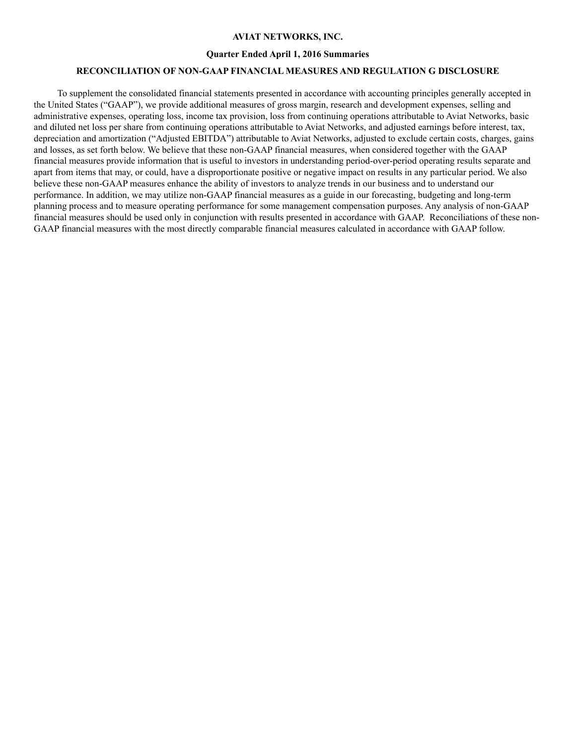**AVIAT NETWORKS, INC.**

**Quarter Ended April 1, 2016 Summaries**

**RECONCILIATION OF NON-GAAP FINANCIAL MEASURES AND REGULATION G DISCLOSURE**

To supplement the consolidated financial statements presented in accordance with accounting principles generally accepted in the United States ("GAAP"), we provide additional measures of gross margin, research and development expenses, selling and administrative expenses, operating loss, income tax provision, loss from continuing operations attributable to Aviat Networks, basic and diluted net loss per share from continuing operations attributable to Aviat Networks, and adjusted earnings before interest, tax, depreciation and amortization ("Adjusted EBITDA") attributable to Aviat Networks, adjusted to exclude certain costs, charges, gains and losses, as set forth below. We believe that these non-GAAP financial measures, when considered together with the GAAP financial measures provide information that is useful to investors in understanding period-over-period operating results separate and apart from items that may, or could, have a disproportionate positive or negative impact on results in any particular period. We also believe these non-GAAP measures enhance the ability of investors to analyze trends in our business and to understand our performance. In addition, we may utilize non-GAAP financial measures as a guide in our forecasting, budgeting and long-term planning process and to measure operating performance for some management compensation purposes. Any analysis of non-GAAP financial measures should be used only in conjunction with results presented in accordance with GAAP. Reconciliations of these non-GAAP financial measures with the most directly comparable financial measures calculated in accordance with GAAP follow.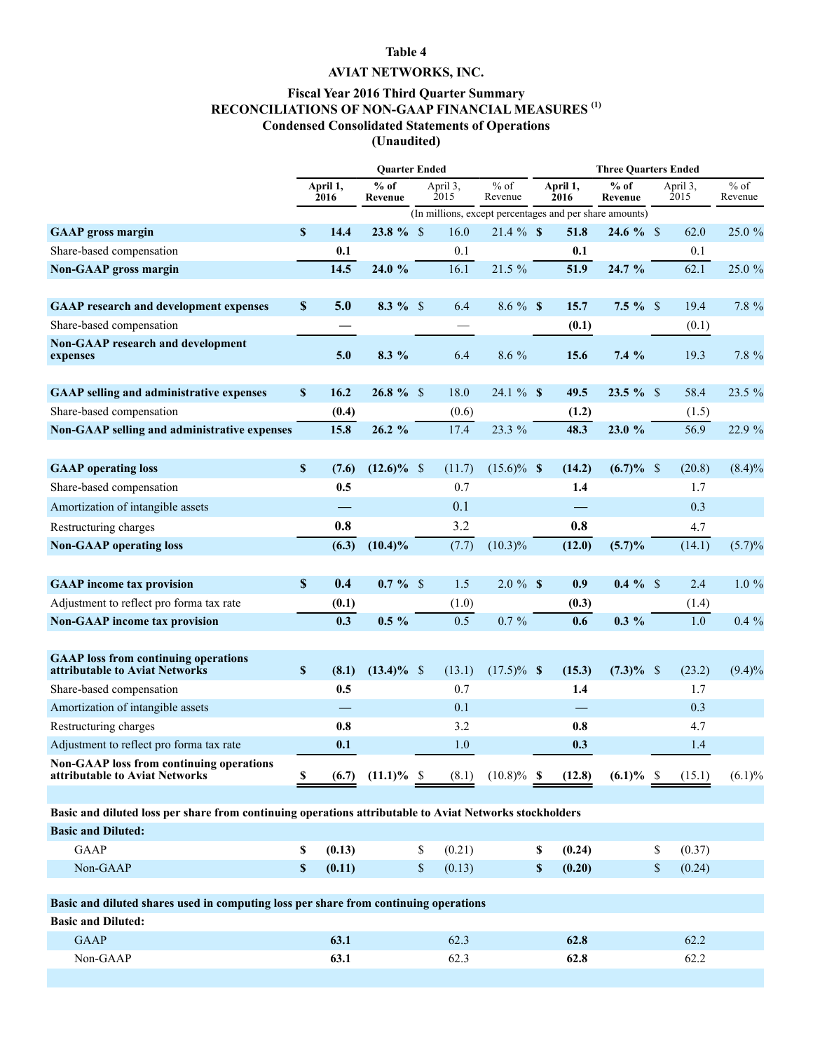**Table 4**

**AVIAT NETWORKS, INC.**

**Fiscal Year 2016 Third Quarter Summary**
**RECONCILIATIONS OF NON-GAAP FINANCIAL MEASURES [(1)]**
**Condensed Consolidated Statements of Operations**
**(Unaudited)**

| | Quarter Ended | | | | Three Quarters Ended | | | |
|---|---|---|---|---|---|---|---|---|
| | **April 1, 2016** | **% of Revenue** | April 3, 2015 | % of Revenue | **April 1, 2016** | **% of Revenue** | April 3, 2015 | % of Revenue |
| | (In millions, except percentages and per share amounts) | | | | | | | |
| **GAAP gross margin** | **$ 14.4** | **23.8 %** | $ 16.0 | 21.4 % | **$ 51.8** | **24.6 %** | $ 62.0 | 25.0 % |
| Share-based compensation | **0.1** | | 0.1 | | **0.1** | | 0.1 | |
| **Non-GAAP gross margin** | **14.5** | **24.0 %** | 16.1 | 21.5 % | **51.9** | **24.7 %** | 62.1 | 25.0 % |
| | | | | | | | | |
| **GAAP research and development expenses** | **$ 5.0** | **8.3 %** | $ 6.4 | 8.6 % | **$ 15.7** | **7.5 %** | $ 19.4 | 7.8 % |
| Share-based compensation | **—** | | — | | **(0.1)** | | (0.1) | |
| **Non-GAAP research and development expenses** | **5.0** | **8.3 %** | 6.4 | 8.6 % | **15.6** | **7.4 %** | 19.3 | 7.8 % |
| | | | | | | | | |
| **GAAP selling and administrative expenses** | **$ 16.2** | **26.8 %** | $ 18.0 | 24.1 % | **$ 49.5** | **23.5 %** | $ 58.4 | 23.5 % |
| Share-based compensation | **(0.4)** | | (0.6) | | **(1.2)** | | (1.5) | |
| **Non-GAAP selling and administrative expenses** | **15.8** | **26.2 %** | 17.4 | 23.3 % | **48.3** | **23.0 %** | 56.9 | 22.9 % |
| | | | | | | | | |
| **GAAP operating loss** | **$ (7.6)** | **(12.6)%** | $ (11.7) | (15.6)% | **$ (14.2)** | **(6.7)%** | $ (20.8) | (8.4)% |
| Share-based compensation | **0.5** | | 0.7 | | **1.4** | | 1.7 | |
| Amortization of intangible assets | **—** | | 0.1 | | **—** | | 0.3 | |
| Restructuring charges | **0.8** | | 3.2 | | **0.8** | | 4.7 | |
| **Non-GAAP operating loss** | **(6.3)** | **(10.4)%** | (7.7) | (10.3)% | **(12.0)** | **(5.7)%** | (14.1) | (5.7)% |
| | | | | | | | | |
| **GAAP income tax provision** | **$ 0.4** | **0.7 %** | $ 1.5 | 2.0 % | **$ 0.9** | **0.4 %** | $ 2.4 | 1.0 % |
| Adjustment to reflect pro forma tax rate | **(0.1)** | | (1.0) | | **(0.3)** | | (1.4) | |
| **Non-GAAP income tax provision** | **0.3** | **0.5 %** | 0.5 | 0.7 % | **0.6** | **0.3 %** | 1.0 | 0.4 % |
| | | | | | | | | |
| **GAAP loss from continuing operations attributable to Aviat Networks** | **$ (8.1)** | **(13.4)%** | $ (13.1) | (17.5)% | **$ (15.3)** | **(7.3)%** | $ (23.2) | (9.4)% |
| Share-based compensation | **0.5** | | 0.7 | | **1.4** | | 1.7 | |
| Amortization of intangible assets | **—** | | 0.1 | | **—** | | 0.3 | |
| Restructuring charges | **0.8** | | 3.2 | | **0.8** | | 4.7 | |
| Adjustment to reflect pro forma tax rate | **0.1** | | 1.0 | | **0.3** | | 1.4 | |
| **Non-GAAP loss from continuing operations attributable to Aviat Networks** | **$ (6.7)** | **(11.1)%** | $ (8.1) | (10.8)% | **$ (12.8)** | **(6.1)%** | $ (15.1) | (6.1)% |
| | | | | | | | | |
| **Basic and diluted loss per share from continuing operations attributable to Aviat Networks stockholders** | | | | | | | | |
| **Basic and Diluted:** | | | | | | | | |
| GAAP | **$ (0.13)** | | $ (0.21) | | **$ (0.24)** | | $ (0.37) | |
| Non-GAAP | **$ (0.11)** | | $ (0.13) | | **$ (0.20)** | | $ (0.24) | |
| | | | | | | | | |
| **Basic and diluted shares used in computing loss per share from continuing operations** | | | | | | | | |
| **Basic and Diluted:** | | | | | | | | |
| GAAP | **63.1** | | 62.3 | | **62.8** | | 62.2 | |
| Non-GAAP | **63.1** | | 62.3 | | **62.8** | | 62.2 | |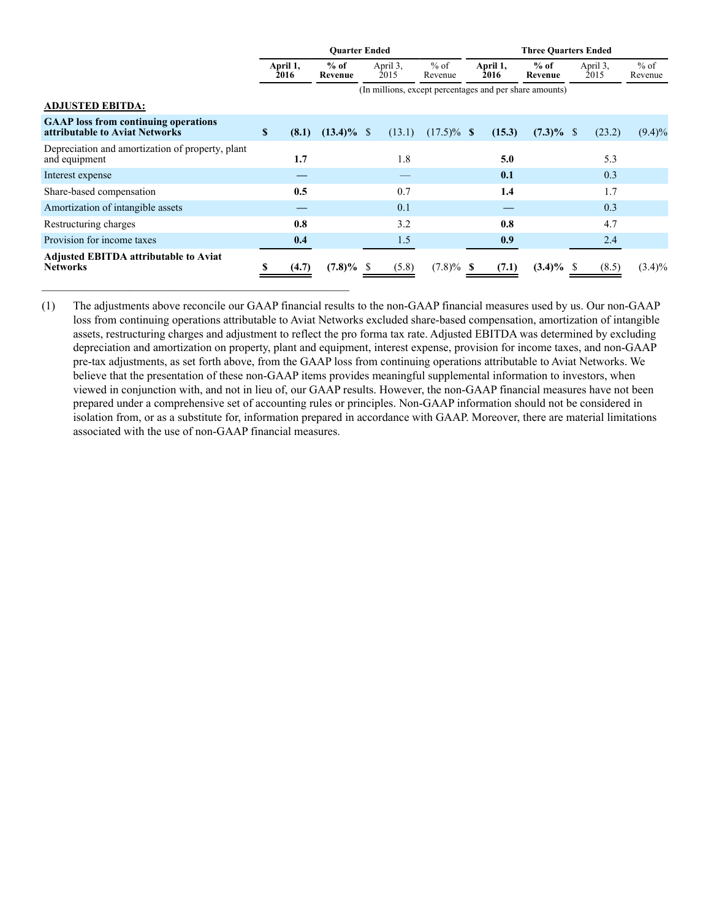| | Quarter Ended | | | | Three Quarters Ended | | | |
|---|---|---|---|---|---|---|---|---|
| | **April 1, 2016** | **% of Revenue** | April 3, 2015 | % of Revenue | **April 1, 2016** | **% of Revenue** | April 3, 2015 | % of Revenue |
| | (In millions, except percentages and per share amounts) | | | | | | | |
| **ADJUSTED EBITDA:** | | | | | | | | |
| **GAAP loss from continuing operations attributable to Aviat Networks** | **$ (8.1)** | **(13.4)%** | $ (13.1) | (17.5)% | **$ (15.3)** | **(7.3)%** | $ (23.2) | (9.4)% |
| Depreciation and amortization of property, plant and equipment | **1.7** | | 1.8 | | **5.0** | | 5.3 | |
| Interest expense | **—** | | — | | **0.1** | | 0.3 | |
| Share-based compensation | **0.5** | | 0.7 | | **1.4** | | 1.7 | |
| Amortization of intangible assets | **—** | | 0.1 | | **—** | | 0.3 | |
| Restructuring charges | **0.8** | | 3.2 | | **0.8** | | 4.7 | |
| Provision for income taxes | **0.4** | | 1.5 | | **0.9** | | 2.4 | |
| **Adjusted EBITDA attributable to Aviat Networks** | **$ (4.7)** | **(7.8)%** | $ (5.8) | (7.8)% | **$ (7.1)** | **(3.4)%** | $ (8.5) | (3.4)% |

(1) The adjustments above reconcile our GAAP financial results to the non-GAAP financial measures used by us. Our non-GAAP loss from continuing operations attributable to Aviat Networks excluded share-based compensation, amortization of intangible assets, restructuring charges and adjustment to reflect the pro forma tax rate. Adjusted EBITDA was determined by excluding depreciation and amortization on property, plant and equipment, interest expense, provision for income taxes, and non-GAAP pre-tax adjustments, as set forth above, from the GAAP loss from continuing operations attributable to Aviat Networks. We believe that the presentation of these non-GAAP items provides meaningful supplemental information to investors, when viewed in conjunction with, and not in lieu of, our GAAP results. However, the non-GAAP financial measures have not been prepared under a comprehensive set of accounting rules or principles. Non-GAAP information should not be considered in isolation from, or as a substitute for, information prepared in accordance with GAAP. Moreover, there are material limitations associated with the use of non-GAAP financial measures.